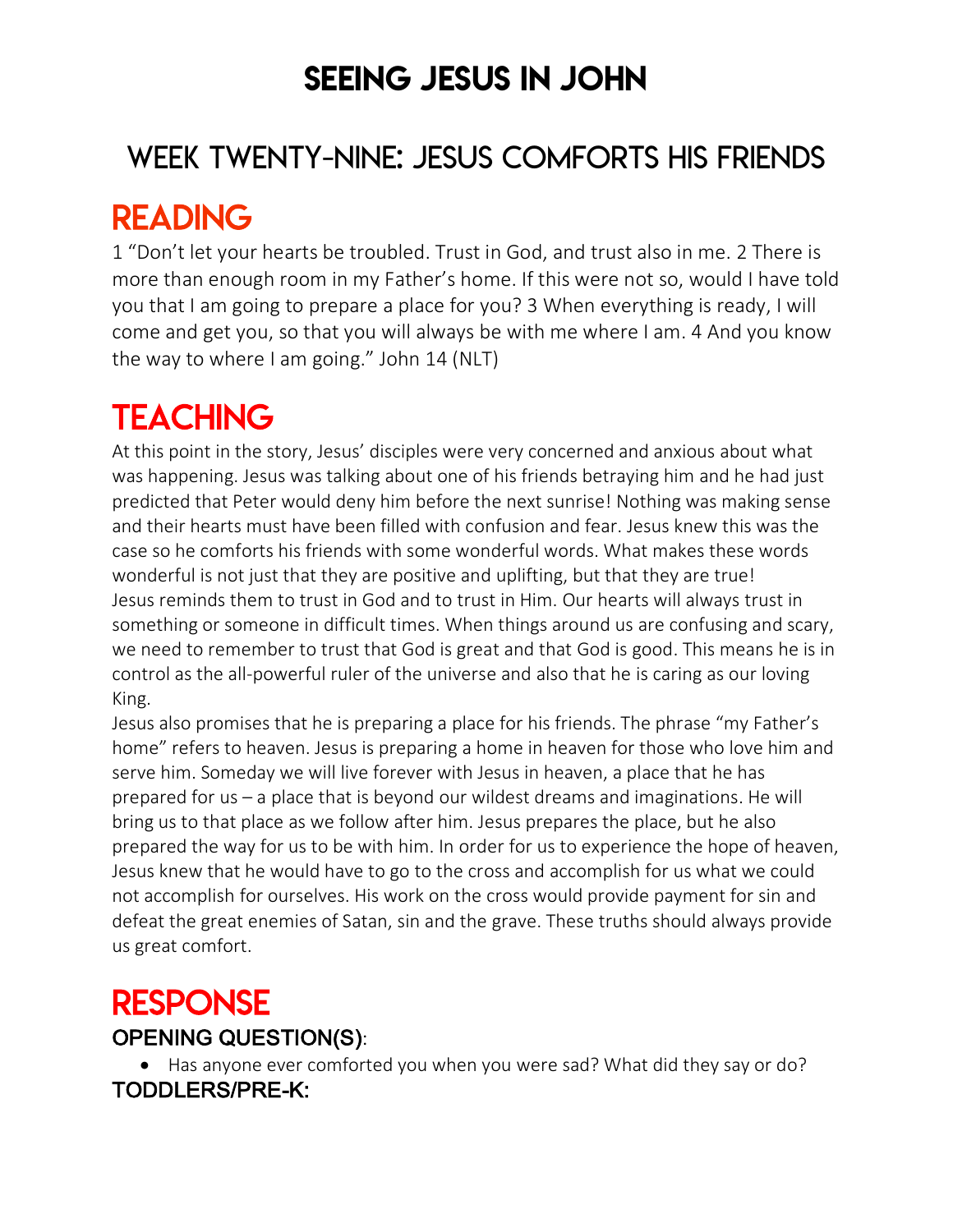# SEEING JESUS IN JOHN

## WEEK TWENTY-NINE: JESUS COMFORTS HIS FRIENDS

# READING

1 "Don't let your hearts be troubled. Trust in God, and trust also in me. 2 There is more than enough room in my Father's home. If this were not so, would I have told you that I am going to prepare a place for you? 3 When everything is ready, I will come and get you, so that you will always be with me where I am. 4 And you know the way to where I am going." John 14 (NLT)

# TEACHING

At this point in the story, Jesus' disciples were very concerned and anxious about what was happening. Jesus was talking about one of his friends betraying him and he had just predicted that Peter would deny him before the next sunrise! Nothing was making sense and their hearts must have been filled with confusion and fear. Jesus knew this was the case so he comforts his friends with some wonderful words. What makes these words wonderful is not just that they are positive and uplifting, but that they are true!

Jesus reminds them to trust in God and to trust in Him. Our hearts will always trust in something or someone in difficult times. When things around us are confusing and scary, we need to remember to trust that God is great and that God is good. This means he is in control as the all-powerful ruler of the universe and also that he is caring as our loving King.

Jesus also promises that he is preparing a place for his friends. The phrase "my Father's home" refers to heaven. Jesus is preparing a home in heaven for those who love him and serve him. Someday we will live forever with Jesus in heaven, a place that he has prepared for us – a place that is beyond our wildest dreams and imaginations. He will bring us to that place as we follow after him. Jesus prepares the place, but he also prepared the way for us to be with him. In order for us to experience the hope of heaven, Jesus knew that he would have to go to the cross and accomplish for us what we could not accomplish for ourselves. His work on the cross would provide payment for sin and defeat the great enemies of Satan, sin and the grave. These truths should always provide us great comfort.

# RESPONSE

### OPENING QUESTION(S):

- Has anyone ever comforted you when you were sad? What did they say or do?

### TODDLERS/PRE-K: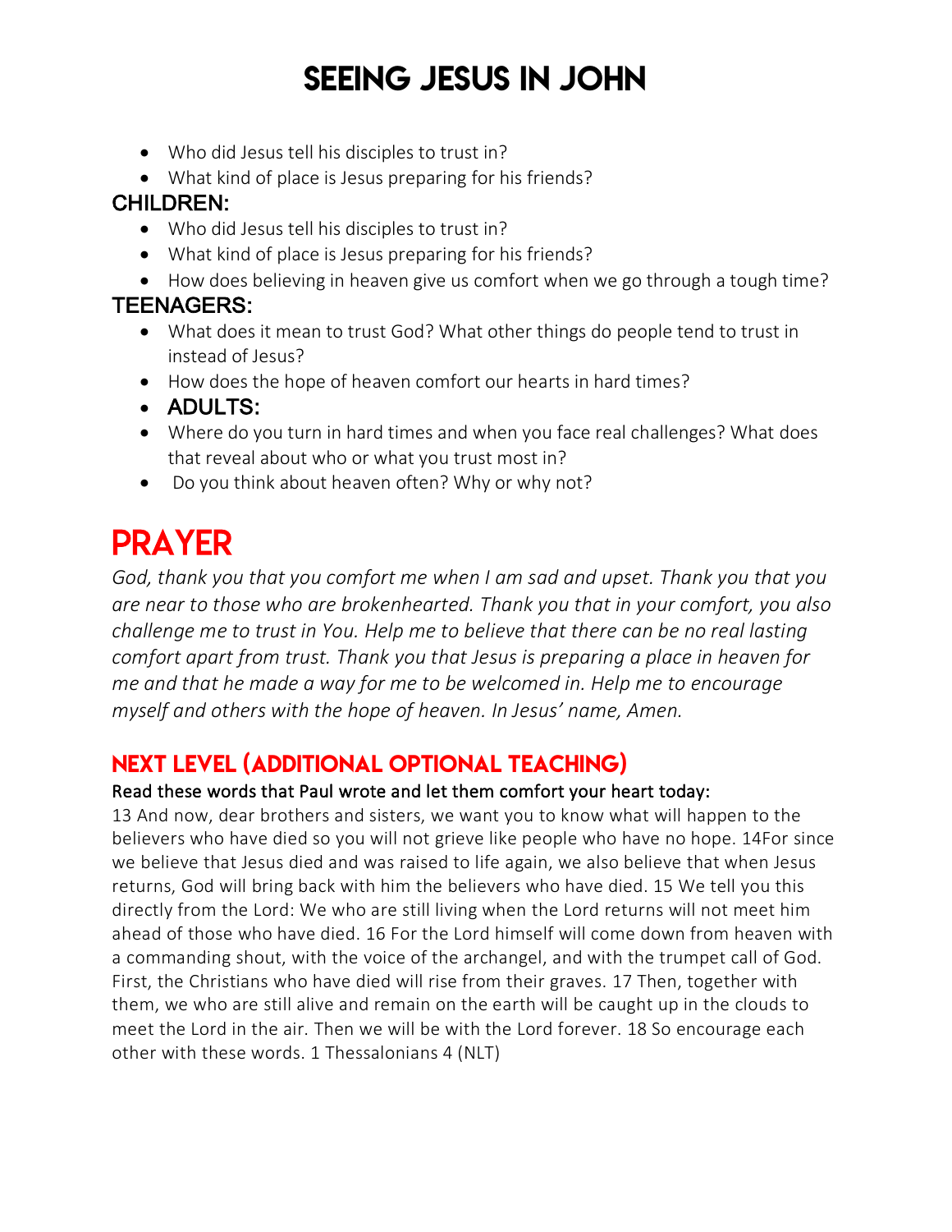# SEEING JESUS IN JOHN

- Who did Jesus tell his disciples to trust in?
- What kind of place is Jesus preparing for his friends?

### CHILDREN:

- Who did Jesus tell his disciples to trust in?
- What kind of place is Jesus preparing for his friends?
- How does believing in heaven give us comfort when we go through a tough time?

### TEENAGERS:

- What does it mean to trust God? What other things do people tend to trust in instead of Jesus?
- How does the hope of heaven comfort our hearts in hard times?
- ADULTS:
- Where do you turn in hard times and when you face real challenges? What does that reveal about who or what you trust most in?
- Do you think about heaven often? Why or why not?

# PRAYER

*God, thank you that you comfort me when I am sad and upset. Thank you that you are near to those who are brokenhearted. Thank you that in your comfort, you also challenge me to trust in You. Help me to believe that there can be no real lasting comfort apart from trust. Thank you that Jesus is preparing a place in heaven for me and that he made a way for me to be welcomed in. Help me to encourage myself and others with the hope of heaven. In Jesus' name, Amen.*

## NEXT LEVEL (ADDITIONAL OPTIONAL TEACHING)

**Read these words that Paul wrote and let them comfort your heart today:**

13 And now, dear brothers and sisters, we want you to know what will happen to the believers who have died so you will not grieve like people who have no hope. 14For since we believe that Jesus died and was raised to life again, we also believe that when Jesus returns, God will bring back with him the believers who have died. 15 We tell you this directly from the Lord: We who are still living when the Lord returns will not meet him ahead of those who have died. 16 For the Lord himself will come down from heaven with a commanding shout, with the voice of the archangel, and with the trumpet call of God. First, the Christians who have died will rise from their graves. 17 Then, together with them, we who are still alive and remain on the earth will be caught up in the clouds to meet the Lord in the air. Then we will be with the Lord forever. 18 So encourage each other with these words. 1 Thessalonians 4 (NLT)